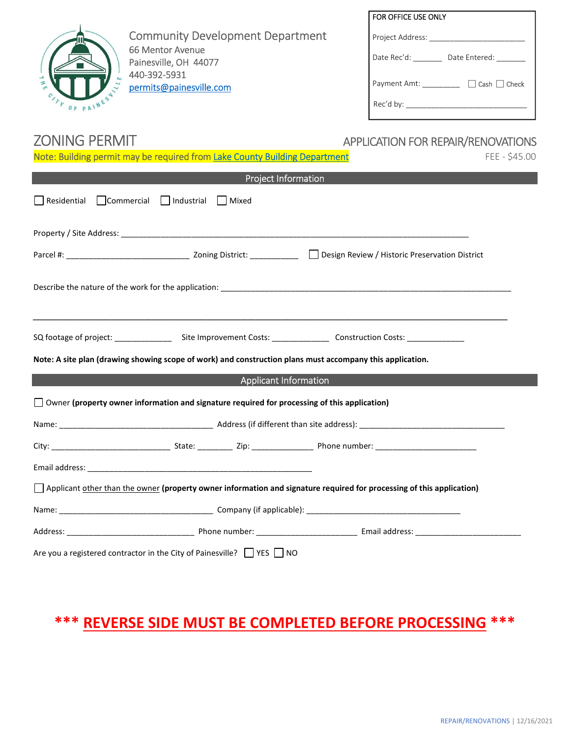Community Development Department
66 Mentor Avenue
Painesville, OH 44077
440-392-5931
permits@painesville.com

| FOR OFFICE USE ONLY |
|---|
| Project Address: ______________________ |
| Date Rec'd: _______ Date Entered: _______ |
| Payment Amt: _________ ☐ Cash ☐ Check |
| Rec'd by: ____________________________ |

# ZONING PERMIT

## APPLICATION FOR REPAIR/RENOVATIONS

Note: Building permit may be required from Lake County Building Department

FEE - $45.00

## Project Information

☐ Residential ☐ Commercial ☐ Industrial ☐ Mixed

Property / Site Address: ___________________________________________________________________________

Parcel #: ___________________________ Zoning District: ___________ ☐ Design Review / Historic Preservation District

Describe the nature of the work for the application: ________________________________________________________________

____________________________________________________________________________________________________

SQ footage of project: _____________ Site Improvement Costs: _____________ Construction Costs: _____________

**Note: A site plan (drawing showing scope of work) and construction plans must accompany this application.**

## Applicant Information

☐ Owner **(property owner information and signature required for processing of this application)**

Name: __________________________________ Address (if different than site address): ________________________________

City: ___________________________ State: ________ Zip: ______________ Phone number: _______________________

Email address: ___________________________________________________

☐ Applicant other than the owner **(property owner information and signature required for processing of this application)**

Name: __________________________________ Company (if applicable): __________________________________

Address: ____________________________ Phone number: ______________________ Email address: ________________________

Are you a registered contractor in the City of Painesville? ☐ YES ☐ NO

**\*\*\* REVERSE SIDE MUST BE COMPLETED BEFORE PROCESSING \*\*\***

REPAIR/RENOVATIONS | 12/16/2021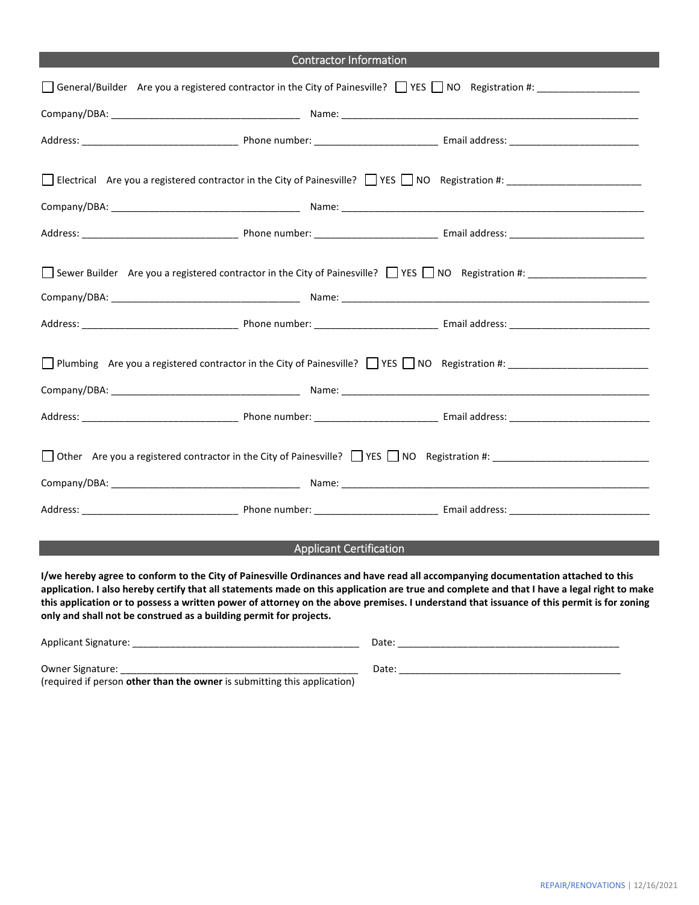## Contractor Information

☐ General/Builder Are you a registered contractor in the City of Painesville? ☐ YES ☐ NO Registration #: ___________________

Company/DBA: ___________________________________ Name: _______________________________________________________

Address: ____________________________ Phone number: ______________________ Email address: ________________________

☐ Electrical Are you a registered contractor in the City of Painesville? ☐ YES ☐ NO Registration #: ________________________

Company/DBA: ___________________________________ Name: _______________________________________________________

Address: ____________________________ Phone number: ______________________ Email address: ________________________

☐ Sewer Builder Are you a registered contractor in the City of Painesville? ☐ YES ☐ NO Registration #: ______________________

Company/DBA: ___________________________________ Name: _______________________________________________________

Address: ____________________________ Phone number: ______________________ Email address: ________________________

☐ Plumbing Are you a registered contractor in the City of Painesville? ☐ YES ☐ NO Registration #: _________________________

Company/DBA: ___________________________________ Name: _______________________________________________________

Address: ____________________________ Phone number: ______________________ Email address: ________________________

☐ Other Are you a registered contractor in the City of Painesville? ☐ YES ☐ NO Registration #: ____________________________

Company/DBA: ___________________________________ Name: _______________________________________________________

Address: ____________________________ Phone number: ______________________ Email address: ________________________

## Applicant Certification

**I/we hereby agree to conform to the City of Painesville Ordinances and have read all accompanying documentation attached to this application. I also hereby certify that all statements made on this application are true and complete and that I have a legal right to make this application or to possess a written power of attorney on the above premises. I understand that issuance of this permit is for zoning only and shall not be construed as a building permit for projects.**

Applicant Signature: ___________________________________________ Date: __________________________________________

Owner Signature: ______________________________________________ Date: __________________________________________
(required if person **other than the owner** is submitting this application)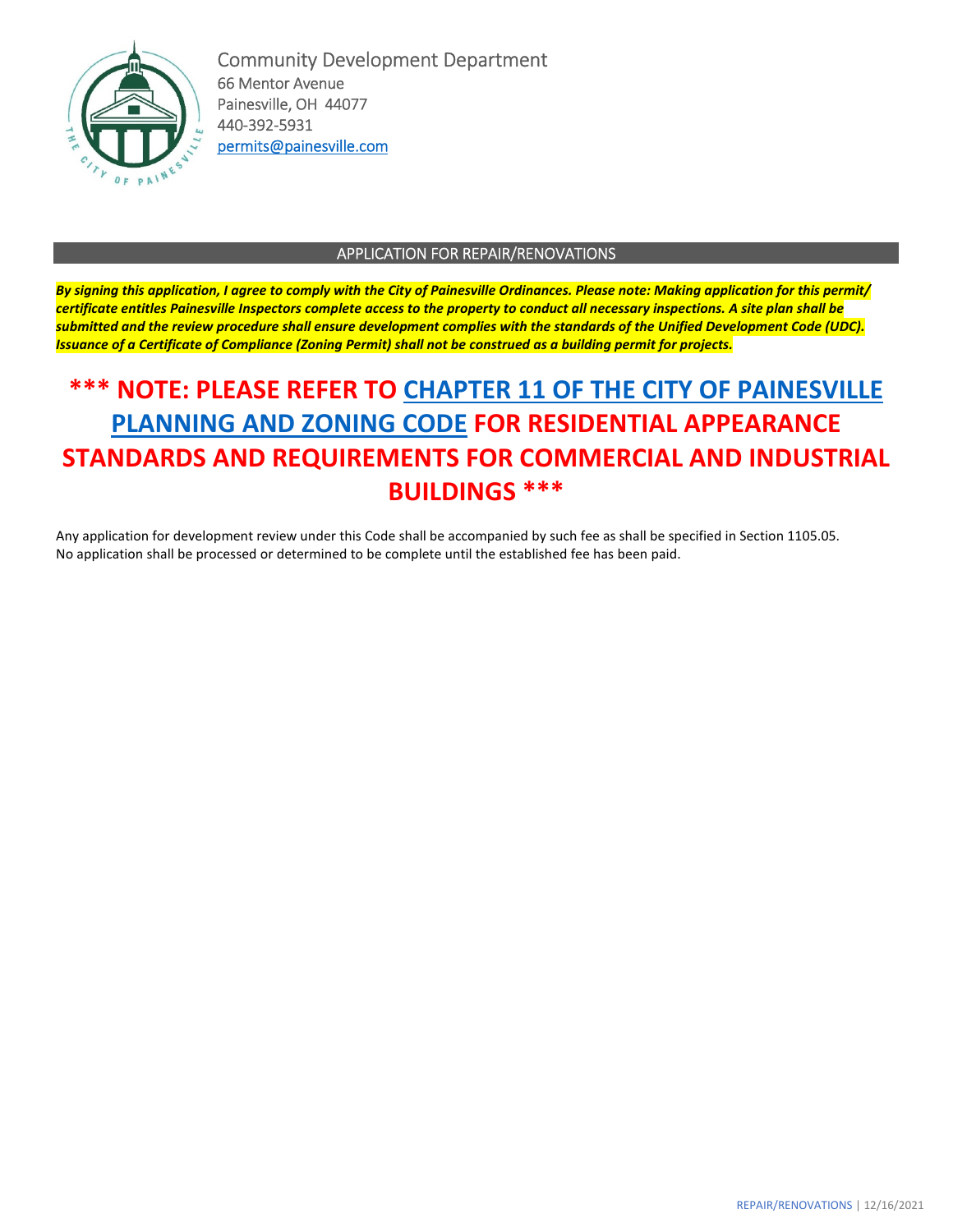Community Development Department
66 Mentor Avenue
Painesville, OH 44077
440-392-5931
permits@painesville.com

## APPLICATION FOR REPAIR/RENOVATIONS

***By signing this application, I agree to comply with the City of Painesville Ordinances. Please note: Making application for this permit/certificate entitles Painesville Inspectors complete access to the property to conduct all necessary inspections. A site plan shall be submitted and the review procedure shall ensure development complies with the standards of the Unified Development Code (UDC). Issuance of a Certificate of Compliance (Zoning Permit) shall not be construed as a building permit for projects.***

# *** NOTE: PLEASE REFER TO CHAPTER 11 OF THE CITY OF PAINESVILLE PLANNING AND ZONING CODE FOR RESIDENTIAL APPEARANCE STANDARDS AND REQUIREMENTS FOR COMMERCIAL AND INDUSTRIAL BUILDINGS ***

Any application for development review under this Code shall be accompanied by such fee as shall be specified in Section 1105.05. No application shall be processed or determined to be complete until the established fee has been paid.